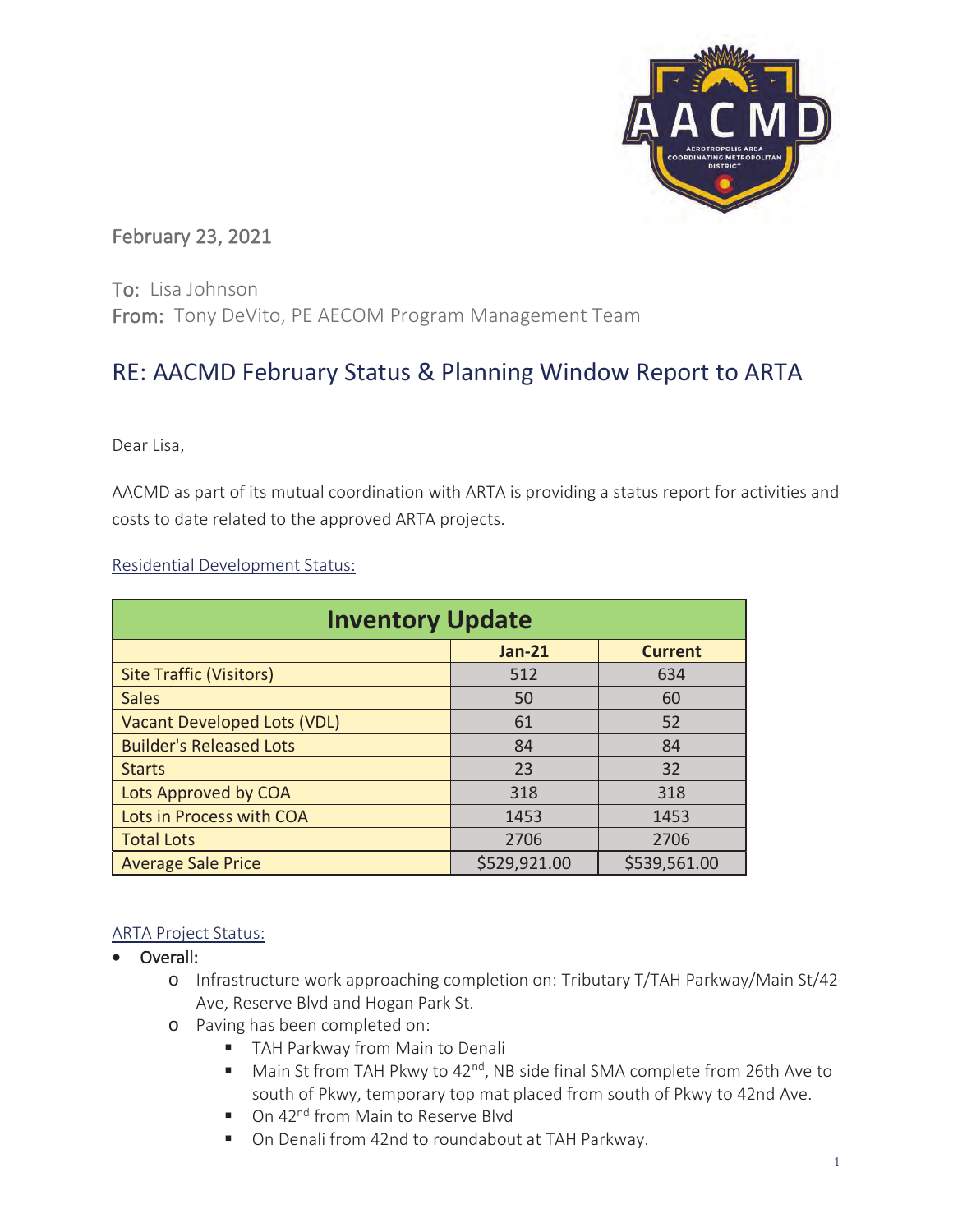February 23, 2021

To: Lisa Johnson
From: Tony DeVito, PE AECOM Program Management Team

# RE: AACMD February Status & Planning Window Report to ARTA

Dear Lisa,

AACMD as part of its mutual coordination with ARTA is providing a status report for activities and costs to date related to the approved ARTA projects.

## Residential Development Status:

| Inventory Update | | |
|---|---|---|
| | **Jan-21** | **Current** |
| Site Traffic (Visitors) | 512 | 634 |
| Sales | 50 | 60 |
| Vacant Developed Lots (VDL) | 61 | 52 |
| Builder's Released Lots | 84 | 84 |
| Starts | 23 | 32 |
| Lots Approved by COA | 318 | 318 |
| Lots in Process with COA | 1453 | 1453 |
| Total Lots | 2706 | 2706 |
| Average Sale Price | $529,921.00 | $539,561.00 |

## ARTA Project Status:

- Overall:
  - Infrastructure work approaching completion on: Tributary T/TAH Parkway/Main St/42 Ave, Reserve Blvd and Hogan Park St.
  - Paving has been completed on:
    - TAH Parkway from Main to Denali
    - Main St from TAH Pkwy to 42nd, NB side final SMA complete from 26th Ave to south of Pkwy, temporary top mat placed from south of Pkwy to 42nd Ave.
    - On 42nd from Main to Reserve Blvd
    - On Denali from 42nd to roundabout at TAH Parkway.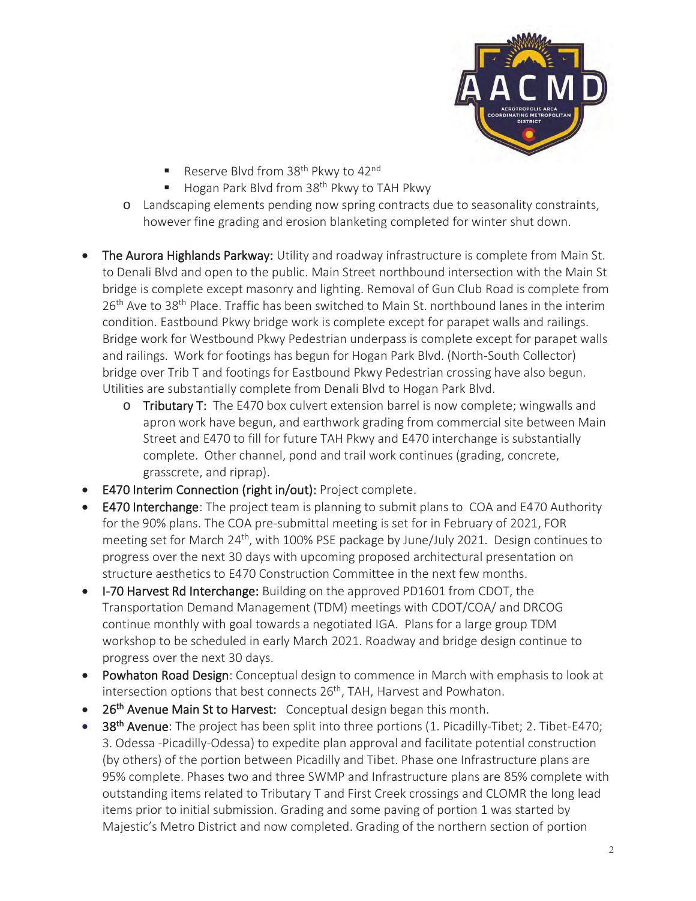- Reserve Blvd from 38th Pkwy to 42nd
        - Hogan Park Blvd from 38th Pkwy to TAH Pkwy
    - Landscaping elements pending now spring contracts due to seasonality constraints, however fine grading and erosion blanketing completed for winter shut down.

- The Aurora Highlands Parkway: Utility and roadway infrastructure is complete from Main St. to Denali Blvd and open to the public. Main Street northbound intersection with the Main St bridge is complete except masonry and lighting. Removal of Gun Club Road is complete from 26th Ave to 38th Place. Traffic has been switched to Main St. northbound lanes in the interim condition. Eastbound Pkwy bridge work is complete except for parapet walls and railings. Bridge work for Westbound Pkwy Pedestrian underpass is complete except for parapet walls and railings. Work for footings has begun for Hogan Park Blvd. (North-South Collector) bridge over Trib T and footings for Eastbound Pkwy Pedestrian crossing have also begun. Utilities are substantially complete from Denali Blvd to Hogan Park Blvd.
    - Tributary T: The E470 box culvert extension barrel is now complete; wingwalls and apron work have begun, and earthwork grading from commercial site between Main Street and E470 to fill for future TAH Pkwy and E470 interchange is substantially complete. Other channel, pond and trail work continues (grading, concrete, grasscrete, and riprap).
- E470 Interim Connection (right in/out): Project complete.
- E470 Interchange: The project team is planning to submit plans to COA and E470 Authority for the 90% plans. The COA pre-submittal meeting is set for in February of 2021, FOR meeting set for March 24th, with 100% PSE package by June/July 2021. Design continues to progress over the next 30 days with upcoming proposed architectural presentation on structure aesthetics to E470 Construction Committee in the next few months.
- I-70 Harvest Rd Interchange: Building on the approved PD1601 from CDOT, the Transportation Demand Management (TDM) meetings with CDOT/COA/ and DRCOG continue monthly with goal towards a negotiated IGA. Plans for a large group TDM workshop to be scheduled in early March 2021. Roadway and bridge design continue to progress over the next 30 days.
- Powhaton Road Design: Conceptual design to commence in March with emphasis to look at intersection options that best connects 26th, TAH, Harvest and Powhaton.
- 26th Avenue Main St to Harvest: Conceptual design began this month.
- 38th Avenue: The project has been split into three portions (1. Picadilly-Tibet; 2. Tibet-E470; 3. Odessa -Picadilly-Odessa) to expedite plan approval and facilitate potential construction (by others) of the portion between Picadilly and Tibet. Phase one Infrastructure plans are 95% complete. Phases two and three SWMP and Infrastructure plans are 85% complete with outstanding items related to Tributary T and First Creek crossings and CLOMR the long lead items prior to initial submission. Grading and some paving of portion 1 was started by Majestic's Metro District and now completed. Grading of the northern section of portion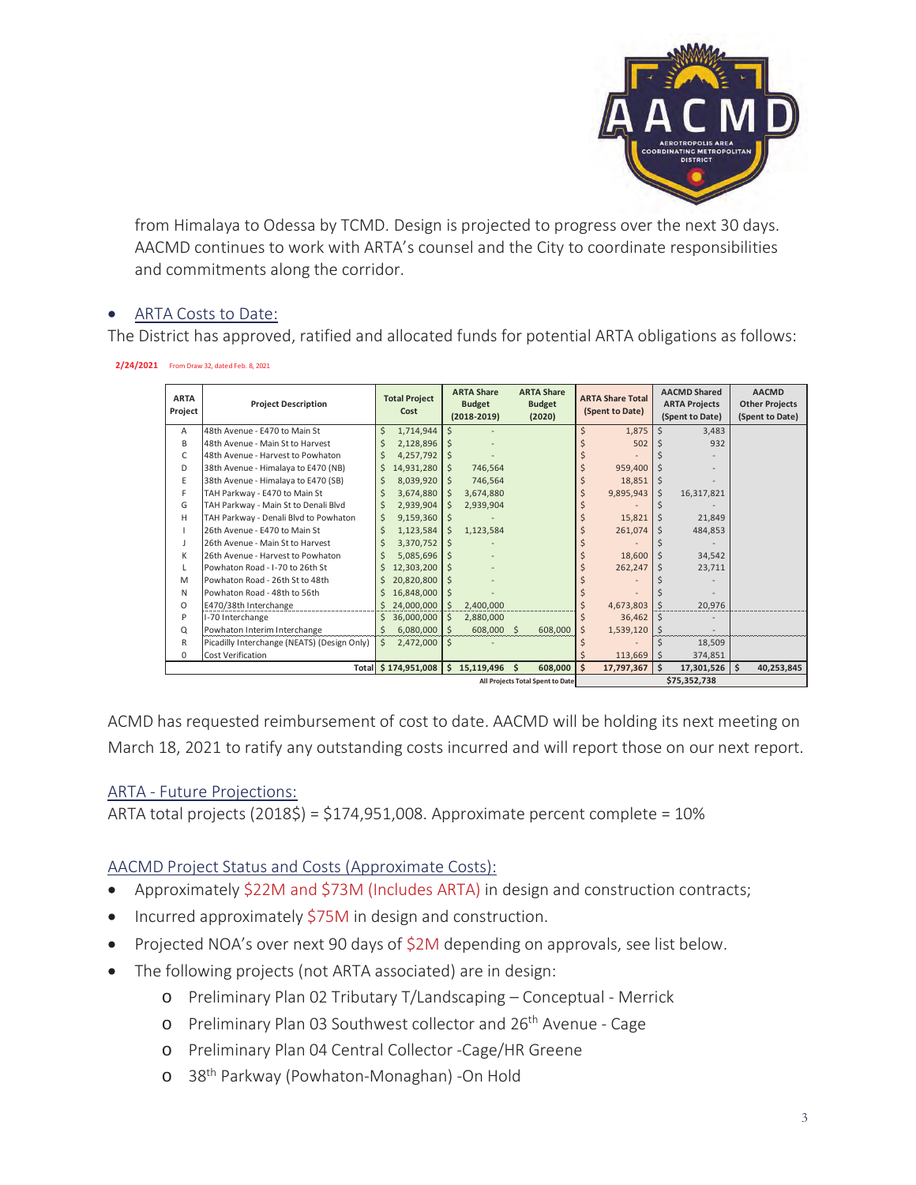from Himalaya to Odessa by TCMD. Design is projected to progress over the next 30 days. AACMD continues to work with ARTA's counsel and the City to coordinate responsibilities and commitments along the corridor.

- ARTA Costs to Date:

The District has approved, ratified and allocated funds for potential ARTA obligations as follows:

**2/24/2021** From Draw 32, dated Feb. 8, 2021

| ARTA Project | Project Description | Total Project Cost | ARTA Share Budget (2018-2019) | ARTA Share Budget (2020) | ARTA Share Total (Spent to Date) | AACMD Shared ARTA Projects (Spent to Date) | AACMD Other Projects (Spent to Date) |
|---|---|---|---|---|---|---|---|
| A | 48th Avenue - E470 to Main St | $ 1,714,944 | $ - | | $ 1,875 | $ 3,483 | |
| B | 48th Avenue - Main St to Harvest | $ 2,128,896 | $ - | | $ 502 | $ 932 | |
| C | 48th Avenue - Harvest to Powhaton | $ 4,257,792 | $ - | | $ - | $ - | |
| D | 38th Avenue - Himalaya to E470 (NB) | $ 14,931,280 | $ 746,564 | | $ 959,400 | $ - | |
| E | 38th Avenue - Himalaya to E470 (SB) | $ 8,039,920 | $ 746,564 | | $ 18,851 | $ - | |
| F | TAH Parkway - E470 to Main St | $ 3,674,880 | $ 3,674,880 | | $ 9,895,943 | $ 16,317,821 | |
| G | TAH Parkway - Main St to Denali Blvd | $ 2,939,904 | $ 2,939,904 | | $ - | $ - | |
| H | TAH Parkway - Denali Blvd to Powhaton | $ 9,159,360 | $ - | | $ 15,821 | $ 21,849 | |
| I | 26th Avenue - E470 to Main St | $ 1,123,584 | $ 1,123,584 | | $ 261,074 | $ 484,853 | |
| J | 26th Avenue - Main St to Harvest | $ 3,370,752 | $ - | | $ - | $ - | |
| K | 26th Avenue - Harvest to Powhaton | $ 5,085,696 | $ - | | $ 18,600 | $ 34,542 | |
| L | Powhaton Road - I-70 to 26th St | $ 12,303,200 | $ - | | $ 262,247 | $ 23,711 | |
| M | Powhaton Road - 26th St to 48th | $ 20,820,800 | $ - | | $ - | $ - | |
| N | Powhaton Road - 48th to 56th | $ 16,848,000 | $ - | | $ - | $ - | |
| O | E470/38th Interchange | $ 24,000,000 | $ 2,400,000 | | $ 4,673,803 | $ 20,976 | |
| P | I-70 Interchange | $ 36,000,000 | $ 2,880,000 | | $ 36,462 | $ - | |
| Q | Powhaton Interim Interchange | $ 6,080,000 | $ 608,000 | $ 608,000 | $ 1,539,120 | $ - | |
| R | Picadilly Interchange (NEATS) (Design Only) | $ 2,472,000 | $ - | | $ - | $ 18,509 | |
| 0 | Cost Verification | | | | $ 113,669 | $ 374,851 | |
| | **Total** | **$ 174,951,008** | **$ 15,119,496** | **$ 608,000** | **$ 17,797,367** | **$ 17,301,526** | **$ 40,253,845** |
| | | | | All Projects Total Spent to Date | | **$75,352,738** | |

ACMD has requested reimbursement of cost to date. AACMD will be holding its next meeting on March 18, 2021 to ratify any outstanding costs incurred and will report those on our next report.

ARTA - Future Projections:

ARTA total projects (2018$) = $174,951,008. Approximate percent complete = 10%

AACMD Project Status and Costs (Approximate Costs):

- Approximately $22M and $73M (Includes ARTA) in design and construction contracts;
- Incurred approximately $75M in design and construction.
- Projected NOA's over next 90 days of $2M depending on approvals, see list below.
- The following projects (not ARTA associated) are in design:
  - Preliminary Plan 02 Tributary T/Landscaping – Conceptual - Merrick
  - Preliminary Plan 03 Southwest collector and 26th Avenue - Cage
  - Preliminary Plan 04 Central Collector -Cage/HR Greene
  - 38th Parkway (Powhaton-Monaghan) -On Hold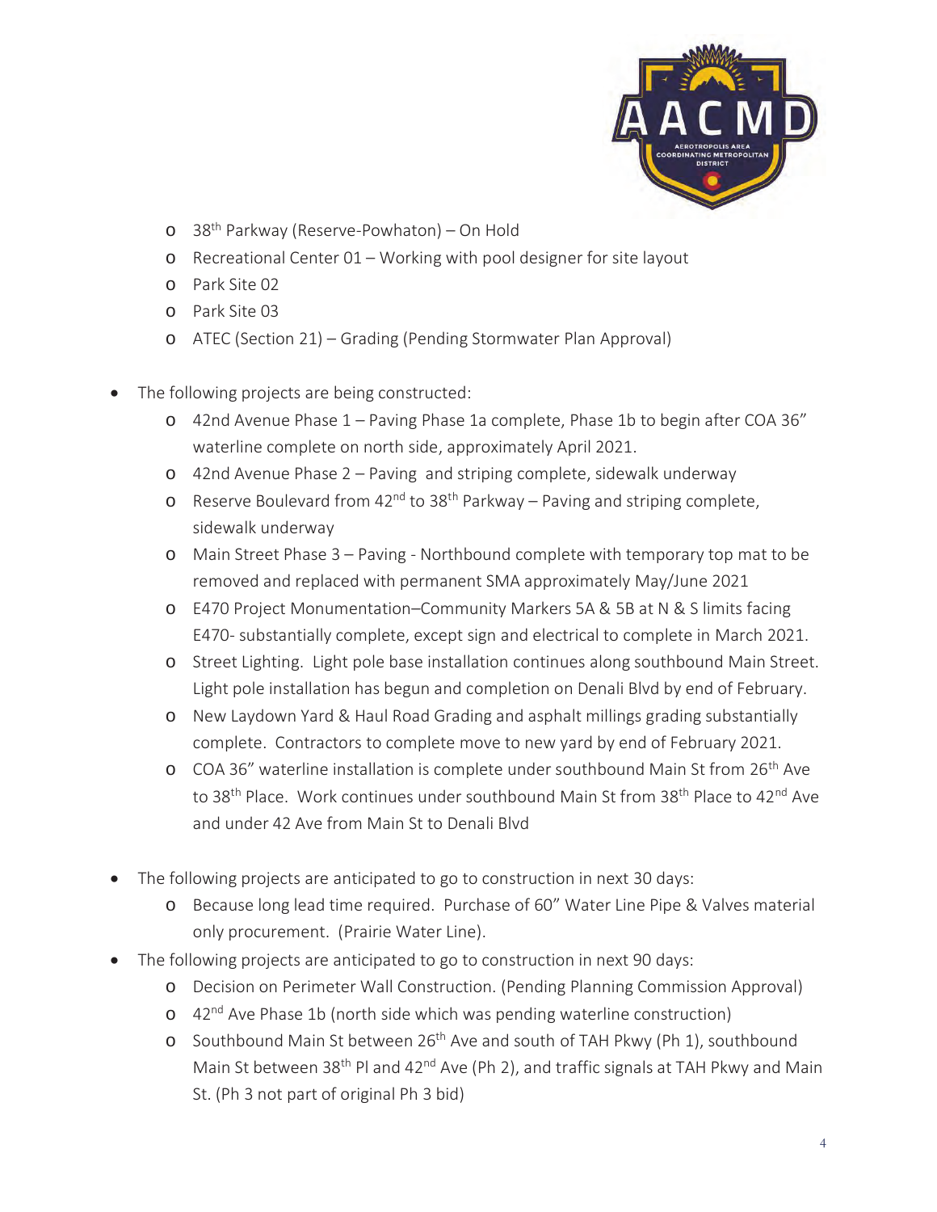- 38th Parkway (Reserve-Powhaton) – On Hold
  - Recreational Center 01 – Working with pool designer for site layout
  - Park Site 02
  - Park Site 03
  - ATEC (Section 21) – Grading (Pending Stormwater Plan Approval)

- The following projects are being constructed:
  - 42nd Avenue Phase 1 – Paving Phase 1a complete, Phase 1b to begin after COA 36" waterline complete on north side, approximately April 2021.
  - 42nd Avenue Phase 2 – Paving and striping complete, sidewalk underway
  - Reserve Boulevard from 42nd to 38th Parkway – Paving and striping complete, sidewalk underway
  - Main Street Phase 3 – Paving - Northbound complete with temporary top mat to be removed and replaced with permanent SMA approximately May/June 2021
  - E470 Project Monumentation–Community Markers 5A & 5B at N & S limits facing E470- substantially complete, except sign and electrical to complete in March 2021.
  - Street Lighting. Light pole base installation continues along southbound Main Street. Light pole installation has begun and completion on Denali Blvd by end of February.
  - New Laydown Yard & Haul Road Grading and asphalt millings grading substantially complete. Contractors to complete move to new yard by end of February 2021.
  - COA 36" waterline installation is complete under southbound Main St from 26th Ave to 38th Place. Work continues under southbound Main St from 38th Place to 42nd Ave and under 42 Ave from Main St to Denali Blvd

- The following projects are anticipated to go to construction in next 30 days:
  - Because long lead time required. Purchase of 60" Water Line Pipe & Valves material only procurement. (Prairie Water Line).
- The following projects are anticipated to go to construction in next 90 days:
  - Decision on Perimeter Wall Construction. (Pending Planning Commission Approval)
  - 42nd Ave Phase 1b (north side which was pending waterline construction)
  - Southbound Main St between 26th Ave and south of TAH Pkwy (Ph 1), southbound Main St between 38th Pl and 42nd Ave (Ph 2), and traffic signals at TAH Pkwy and Main St. (Ph 3 not part of original Ph 3 bid)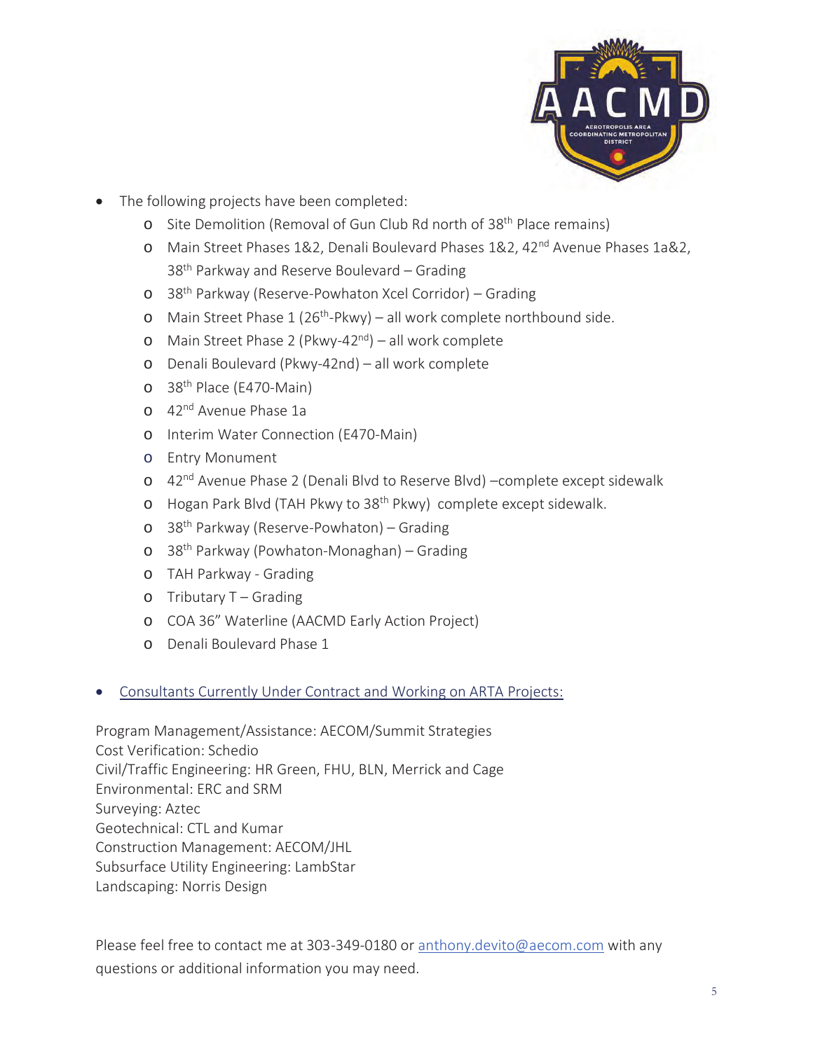- The following projects have been completed:
  - Site Demolition (Removal of Gun Club Rd north of 38th Place remains)
  - Main Street Phases 1&2, Denali Boulevard Phases 1&2, 42nd Avenue Phases 1a&2, 38th Parkway and Reserve Boulevard – Grading
  - 38th Parkway (Reserve-Powhaton Xcel Corridor) – Grading
  - Main Street Phase 1 (26th-Pkwy) – all work complete northbound side.
  - Main Street Phase 2 (Pkwy-42nd) – all work complete
  - Denali Boulevard (Pkwy-42nd) – all work complete
  - 38th Place (E470-Main)
  - 42nd Avenue Phase 1a
  - Interim Water Connection (E470-Main)
  - Entry Monument
  - 42nd Avenue Phase 2 (Denali Blvd to Reserve Blvd) –complete except sidewalk
  - Hogan Park Blvd (TAH Pkwy to 38th Pkwy) complete except sidewalk.
  - 38th Parkway (Reserve-Powhaton) – Grading
  - 38th Parkway (Powhaton-Monaghan) – Grading
  - TAH Parkway - Grading
  - Tributary T – Grading
  - COA 36" Waterline (AACMD Early Action Project)
  - Denali Boulevard Phase 1

- Consultants Currently Under Contract and Working on ARTA Projects:

Program Management/Assistance: AECOM/Summit Strategies
Cost Verification: Schedio
Civil/Traffic Engineering: HR Green, FHU, BLN, Merrick and Cage
Environmental: ERC and SRM
Surveying: Aztec
Geotechnical: CTL and Kumar
Construction Management: AECOM/JHL
Subsurface Utility Engineering: LambStar
Landscaping: Norris Design

Please feel free to contact me at 303-349-0180 or anthony.devito@aecom.com with any questions or additional information you may need.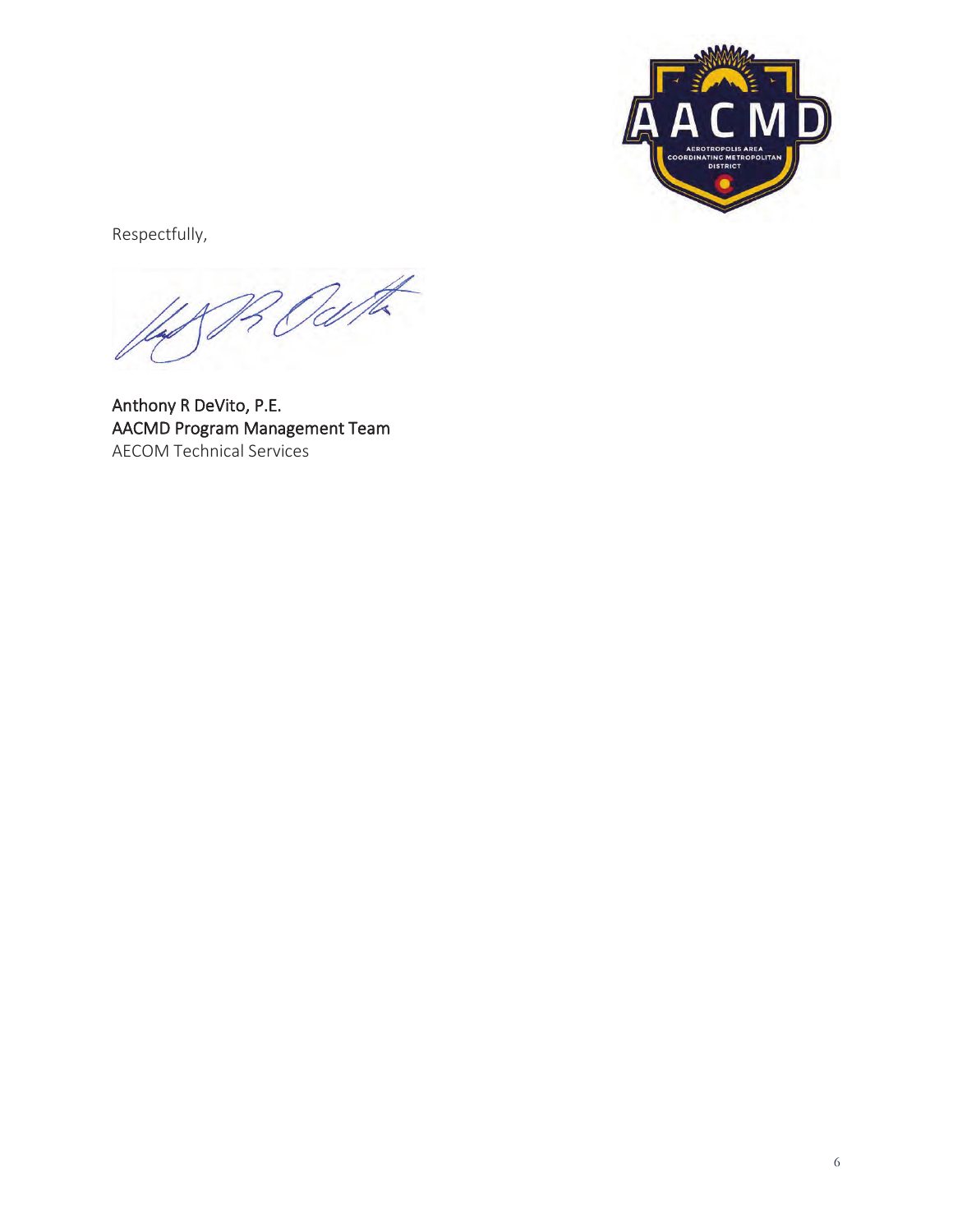Respectfully,

Anthony R DeVito, P.E.
AACMD Program Management Team
AECOM Technical Services